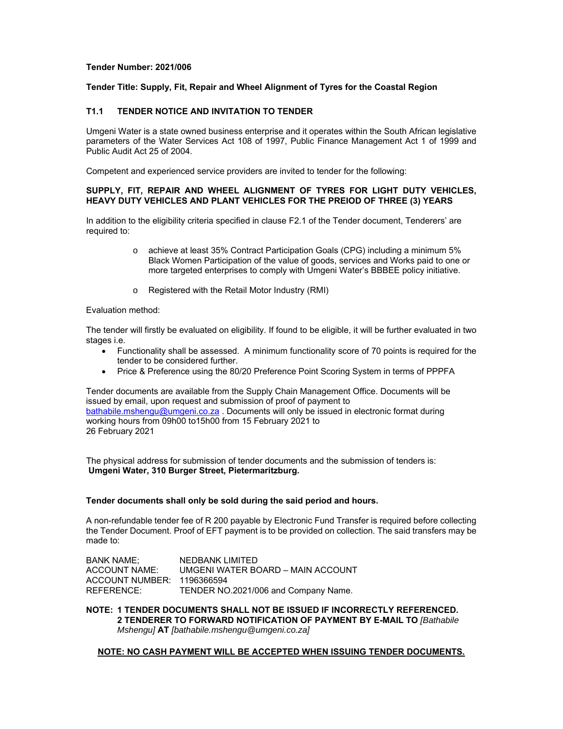**Tender Number: 2021/006**

**Tender Title: Supply, Fit, Repair and Wheel Alignment of Tyres for the Coastal Region**

## T1.1 TENDER NOTICE AND INVITATION TO TENDER

Umgeni Water is a state owned business enterprise and it operates within the South African legislative parameters of the Water Services Act 108 of 1997, Public Finance Management Act 1 of 1999 and Public Audit Act 25 of 2004.

Competent and experienced service providers are invited to tender for the following:

**SUPPLY, FIT, REPAIR AND WHEEL ALIGNMENT OF TYRES FOR LIGHT DUTY VEHICLES, HEAVY DUTY VEHICLES AND PLANT VEHICLES FOR THE PREIOD OF THREE (3) YEARS**

In addition to the eligibility criteria specified in clause F2.1 of the Tender document, Tenderers' are required to:

- achieve at least 35% Contract Participation Goals (CPG) including a minimum 5% Black Women Participation of the value of goods, services and Works paid to one or more targeted enterprises to comply with Umgeni Water's BBBEE policy initiative.
- Registered with the Retail Motor Industry (RMI)

Evaluation method:

The tender will firstly be evaluated on eligibility. If found to be eligible, it will be further evaluated in two stages i.e.

- Functionality shall be assessed. A minimum functionality score of 70 points is required for the tender to be considered further.
- Price & Preference using the 80/20 Preference Point Scoring System in terms of PPPFA

Tender documents are available from the Supply Chain Management Office. Documents will be issued by email, upon request and submission of proof of payment to bathabile.mshengu@umgeni.co.za . Documents will only be issued in electronic format during working hours from 09h00 to15h00 from 15 February 2021 to 26 February 2021

The physical address for submission of tender documents and the submission of tenders is:
**Umgeni Water, 310 Burger Street, Pietermaritzburg.**

**Tender documents shall only be sold during the said period and hours.**

A non-refundable tender fee of R 200 payable by Electronic Fund Transfer is required before collecting the Tender Document. Proof of EFT payment is to be provided on collection. The said transfers may be made to:

BANK NAME; NEDBANK LIMITED
ACCOUNT NAME: UMGENI WATER BOARD – MAIN ACCOUNT
ACCOUNT NUMBER: 1196366594
REFERENCE: TENDER NO.2021/006 and Company Name.

**NOTE: 1 TENDER DOCUMENTS SHALL NOT BE ISSUED IF INCORRECTLY REFERENCED.**
**2 TENDERER TO FORWARD NOTIFICATION OF PAYMENT BY E-MAIL TO** *[Bathabile Mshengu]* **AT** *[bathabile.mshengu@umgeni.co.za]*

**NOTE: NO CASH PAYMENT WILL BE ACCEPTED WHEN ISSUING TENDER DOCUMENTS.**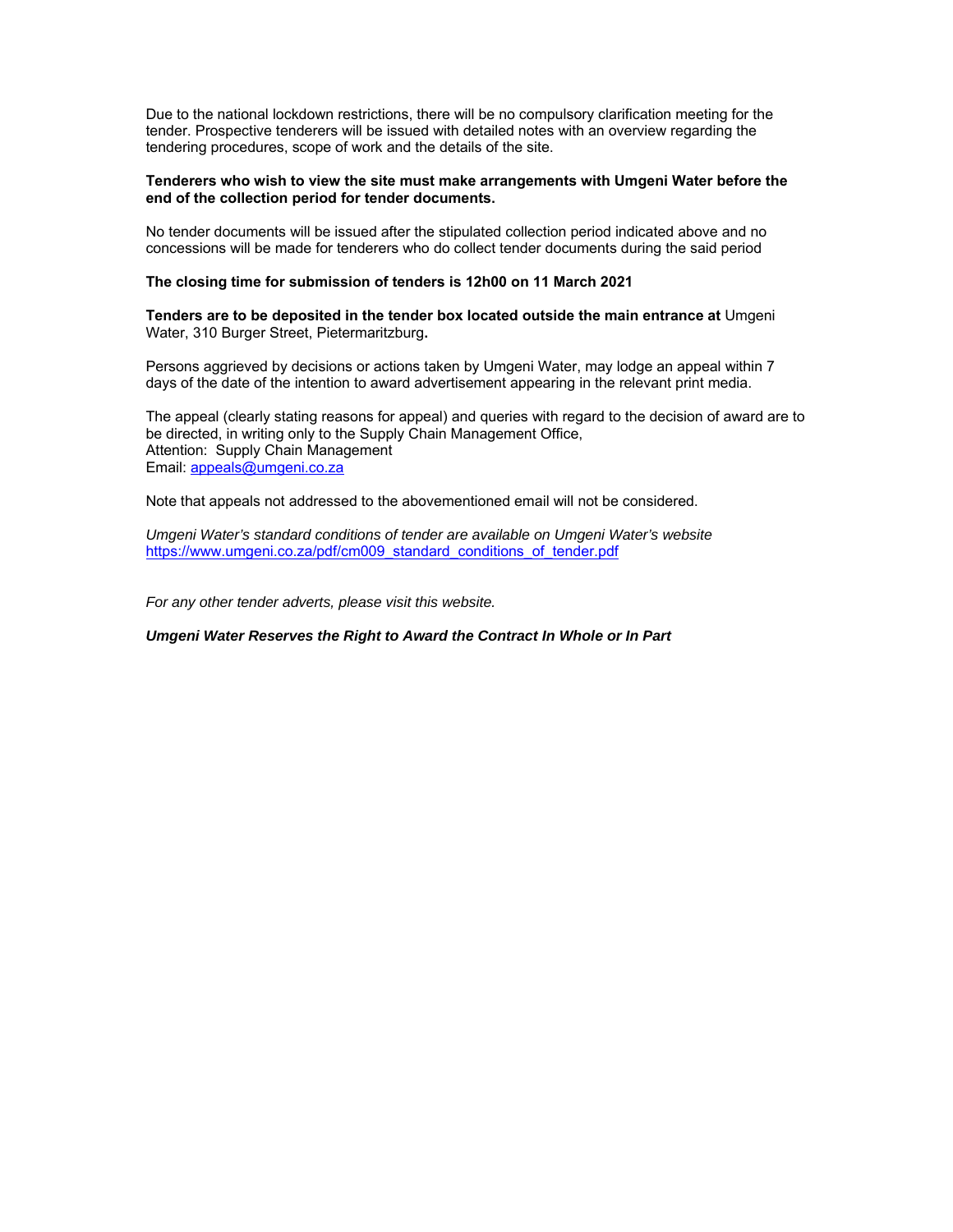Due to the national lockdown restrictions, there will be no compulsory clarification meeting for the tender. Prospective tenderers will be issued with detailed notes with an overview regarding the tendering procedures, scope of work and the details of the site.

**Tenderers who wish to view the site must make arrangements with Umgeni Water before the end of the collection period for tender documents.**

No tender documents will be issued after the stipulated collection period indicated above and no concessions will be made for tenderers who do collect tender documents during the said period

**The closing time for submission of tenders is 12h00 on 11 March 2021**

**Tenders are to be deposited in the tender box located outside the main entrance at** Umgeni Water, 310 Burger Street, Pietermaritzburg**.**

Persons aggrieved by decisions or actions taken by Umgeni Water, may lodge an appeal within 7 days of the date of the intention to award advertisement appearing in the relevant print media.

The appeal (clearly stating reasons for appeal) and queries with regard to the decision of award are to be directed, in writing only to the Supply Chain Management Office,
Attention: Supply Chain Management
Email: appeals@umgeni.co.za

Note that appeals not addressed to the abovementioned email will not be considered.

*Umgeni Water's standard conditions of tender are available on Umgeni Water's website* https://www.umgeni.co.za/pdf/cm009_standard_conditions_of_tender.pdf

*For any other tender adverts, please visit this website.*

***Umgeni Water Reserves the Right to Award the Contract In Whole or In Part***